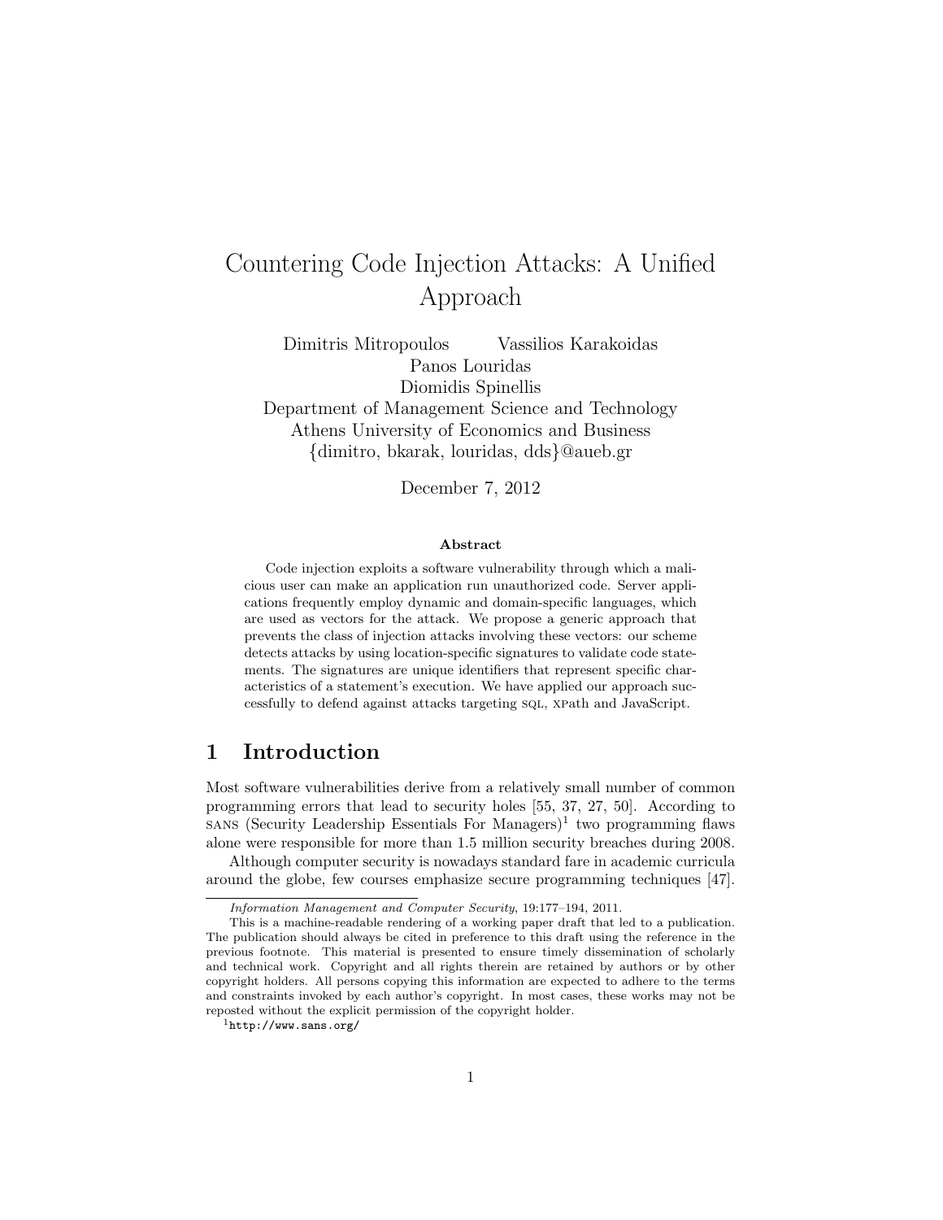# Countering Code Injection Attacks: A Unified Approach

Dimitris Mitropoulos  Vassilios Karakoidas
Panos Louridas
Diomidis Spinellis
Department of Management Science and Technology
Athens University of Economics and Business
{dimitro, bkarak, louridas, dds}@aueb.gr

December 7, 2012

**Abstract**

Code injection exploits a software vulnerability through which a malicious user can make an application run unauthorized code. Server applications frequently employ dynamic and domain-specific languages, which are used as vectors for the attack. We propose a generic approach that prevents the class of injection attacks involving these vectors: our scheme detects attacks by using location-specific signatures to validate code statements. The signatures are unique identifiers that represent specific characteristics of a statement's execution. We have applied our approach successfully to defend against attacks targeting SQL, XPath and JavaScript.

## 1 Introduction

Most software vulnerabilities derive from a relatively small number of common programming errors that lead to security holes [55, 37, 27, 50]. According to SANS (Security Leadership Essentials For Managers)[1] two programming flaws alone were responsible for more than 1.5 million security breaches during 2008.

Although computer security is nowadays standard fare in academic curricula around the globe, few courses emphasize secure programming techniques [47].

---

*Information Management and Computer Security*, 19:177–194, 2011.

This is a machine-readable rendering of a working paper draft that led to a publication. The publication should always be cited in preference to this draft using the reference in the previous footnote. This material is presented to ensure timely dissemination of scholarly and technical work. Copyright and all rights therein are retained by authors or by other copyright holders. All persons copying this information are expected to adhere to the terms and constraints invoked by each author's copyright. In most cases, these works may not be reposted without the explicit permission of the copyright holder.

[1] `http://www.sans.org/`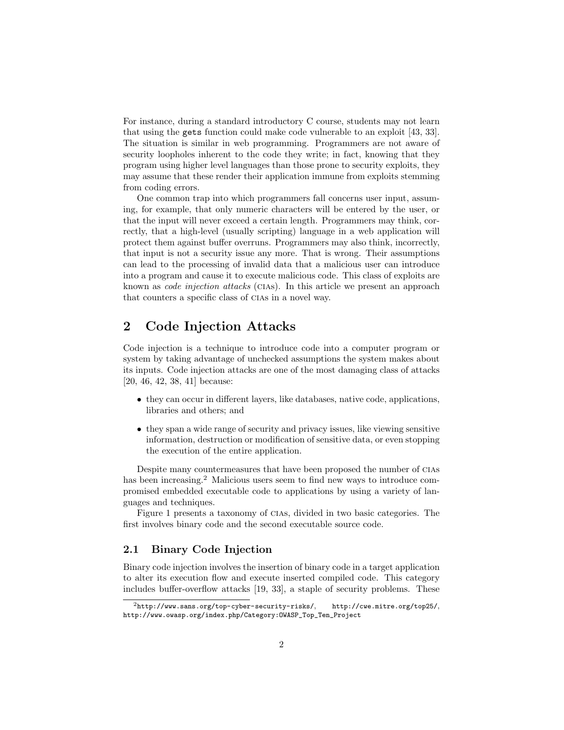For instance, during a standard introductory C course, students may not learn that using the `gets` function could make code vulnerable to an exploit [43, 33]. The situation is similar in web programming. Programmers are not aware of security loopholes inherent to the code they write; in fact, knowing that they program using higher level languages than those prone to security exploits, they may assume that these render their application immune from exploits stemming from coding errors.

One common trap into which programmers fall concerns user input, assuming, for example, that only numeric characters will be entered by the user, or that the input will never exceed a certain length. Programmers may think, correctly, that a high-level (usually scripting) language in a web application will protect them against buffer overruns. Programmers may also think, incorrectly, that input is not a security issue any more. That is wrong. Their assumptions can lead to the processing of invalid data that a malicious user can introduce into a program and cause it to execute malicious code. This class of exploits are known as *code injection attacks* (CIAs). In this article we present an approach that counters a specific class of CIAs in a novel way.

## 2 Code Injection Attacks

Code injection is a technique to introduce code into a computer program or system by taking advantage of unchecked assumptions the system makes about its inputs. Code injection attacks are one of the most damaging class of attacks [20, 46, 42, 38, 41] because:

- they can occur in different layers, like databases, native code, applications, libraries and others; and
- they span a wide range of security and privacy issues, like viewing sensitive information, destruction or modification of sensitive data, or even stopping the execution of the entire application.

Despite many countermeasures that have been proposed the number of CIAs has been increasing.[2] Malicious users seem to find new ways to introduce compromised embedded executable code to applications by using a variety of languages and techniques.

Figure 1 presents a taxonomy of CIAs, divided in two basic categories. The first involves binary code and the second executable source code.

### 2.1 Binary Code Injection

Binary code injection involves the insertion of binary code in a target application to alter its execution flow and execute inserted compiled code. This category includes buffer-overflow attacks [19, 33], a staple of security problems. These

[2] `http://www.sans.org/top-cyber-security-risks/`, `http://cwe.mitre.org/top25/`, `http://www.owasp.org/index.php/Category:OWASP_Top_Ten_Project`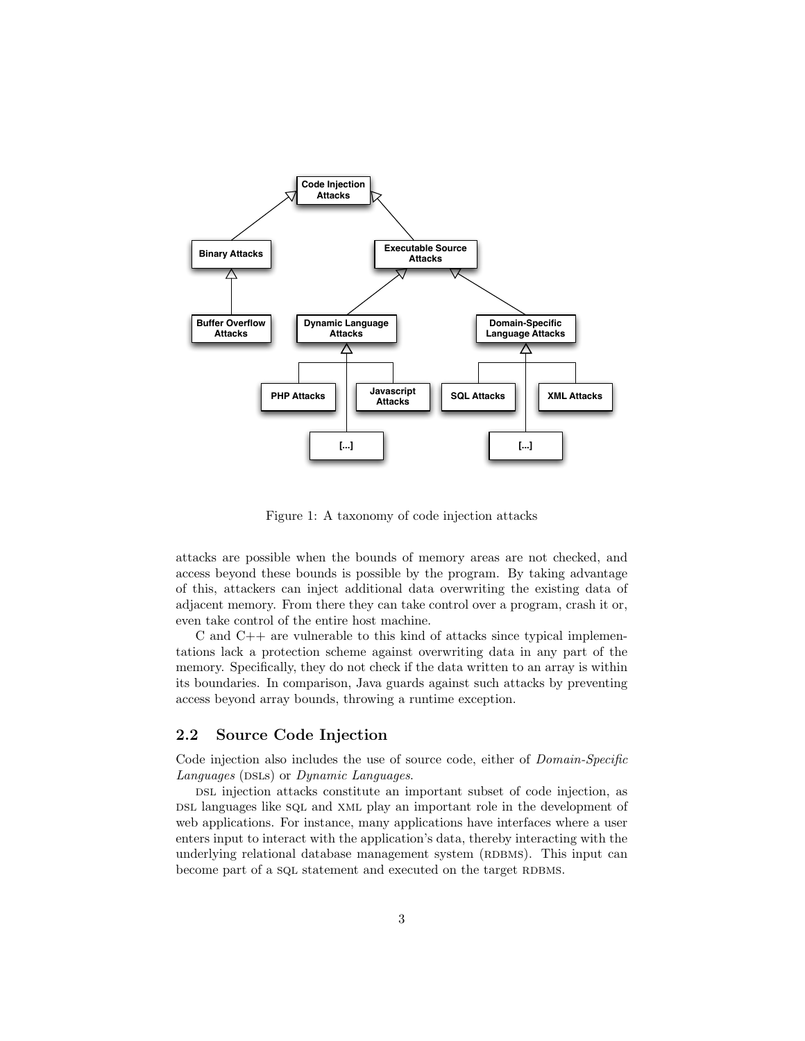Figure 1: A taxonomy of code injection attacks

attacks are possible when the bounds of memory areas are not checked, and access beyond these bounds is possible by the program. By taking advantage of this, attackers can inject additional data overwriting the existing data of adjacent memory. From there they can take control over a program, crash it or, even take control of the entire host machine.

C and C++ are vulnerable to this kind of attacks since typical implementations lack a protection scheme against overwriting data in any part of the memory. Specifically, they do not check if the data written to an array is within its boundaries. In comparison, Java guards against such attacks by preventing access beyond array bounds, throwing a runtime exception.

## 2.2 Source Code Injection

Code injection also includes the use of source code, either of *Domain-Specific Languages* (DSLs) or *Dynamic Languages*.

DSL injection attacks constitute an important subset of code injection, as DSL languages like SQL and XML play an important role in the development of web applications. For instance, many applications have interfaces where a user enters input to interact with the application's data, thereby interacting with the underlying relational database management system (RDBMS). This input can become part of a SQL statement and executed on the target RDBMS.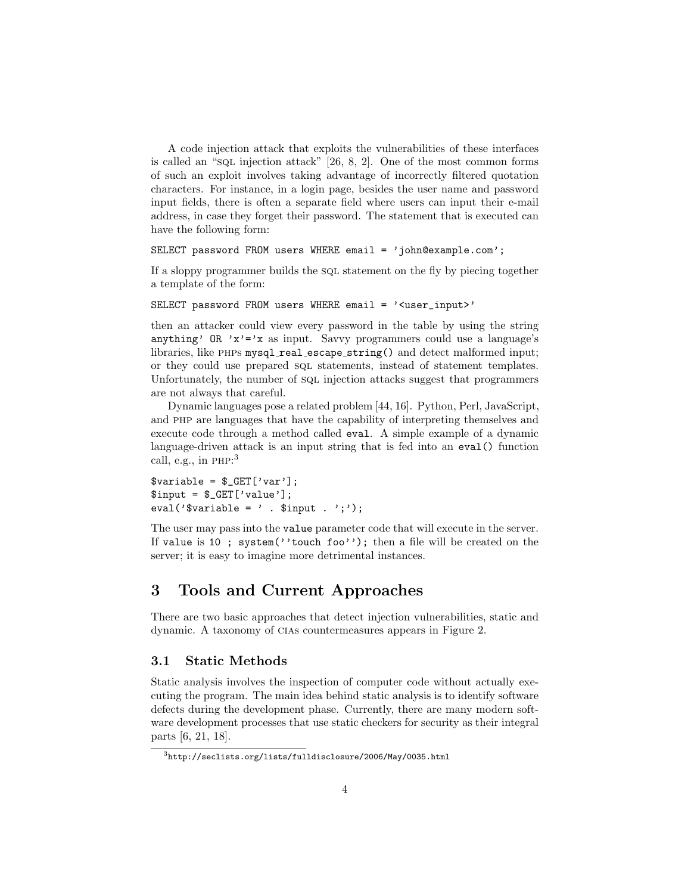A code injection attack that exploits the vulnerabilities of these interfaces is called an "SQL injection attack" [26, 8, 2]. One of the most common forms of such an exploit involves taking advantage of incorrectly filtered quotation characters. For instance, in a login page, besides the user name and password input fields, there is often a separate field where users can input their e-mail address, in case they forget their password. The statement that is executed can have the following form:

```
SELECT password FROM users WHERE email = 'john@example.com';
```

If a sloppy programmer builds the SQL statement on the fly by piecing together a template of the form:

```
SELECT password FROM users WHERE email = '<user_input>'
```

then an attacker could view every password in the table by using the string `anything' OR 'x'='x` as input. Savvy programmers could use a language's libraries, like PHPs `mysql_real_escape_string()` and detect malformed input; or they could use prepared SQL statements, instead of statement templates. Unfortunately, the number of SQL injection attacks suggest that programmers are not always that careful.

Dynamic languages pose a related problem [44, 16]. Python, Perl, JavaScript, and PHP are languages that have the capability of interpreting themselves and execute code through a method called `eval`. A simple example of a dynamic language-driven attack is an input string that is fed into an `eval()` function call, e.g., in PHP:[3]

```
$variable = $_GET['var'];
$input = $_GET['value'];
eval('$variable = ' . $input . ';');
```

The user may pass into the `value` parameter code that will execute in the server. If `value` is `10 ; system(''touch foo'');` then a file will be created on the server; it is easy to imagine more detrimental instances.

## 3 Tools and Current Approaches

There are two basic approaches that detect injection vulnerabilities, static and dynamic. A taxonomy of CIAs countermeasures appears in Figure 2.

### 3.1 Static Methods

Static analysis involves the inspection of computer code without actually executing the program. The main idea behind static analysis is to identify software defects during the development phase. Currently, there are many modern software development processes that use static checkers for security as their integral parts [6, 21, 18].

[3] `http://seclists.org/lists/fulldisclosure/2006/May/0035.html`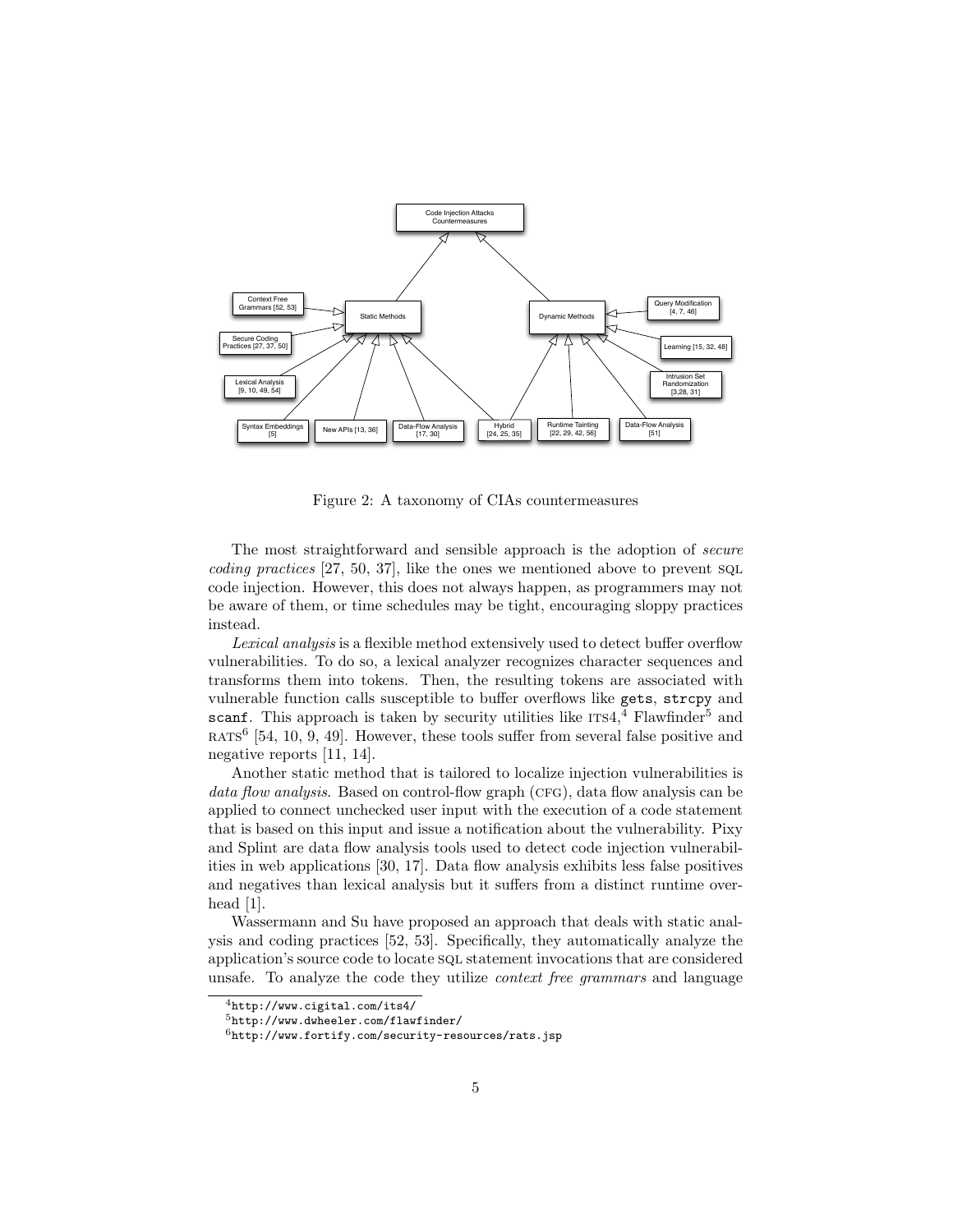Figure 2: A taxonomy of CIAs countermeasures

The most straightforward and sensible approach is the adoption of *secure coding practices* [27, 50, 37], like the ones we mentioned above to prevent SQL code injection. However, this does not always happen, as programmers may not be aware of them, or time schedules may be tight, encouraging sloppy practices instead.

*Lexical analysis* is a flexible method extensively used to detect buffer overflow vulnerabilities. To do so, a lexical analyzer recognizes character sequences and transforms them into tokens. Then, the resulting tokens are associated with vulnerable function calls susceptible to buffer overflows like `gets`, `strcpy` and `scanf`. This approach is taken by security utilities like ITS4,[4] Flawfinder[5] and RATS[6] [54, 10, 9, 49]. However, these tools suffer from several false positive and negative reports [11, 14].

Another static method that is tailored to localize injection vulnerabilities is *data flow analysis*. Based on control-flow graph (CFG), data flow analysis can be applied to connect unchecked user input with the execution of a code statement that is based on this input and issue a notification about the vulnerability. Pixy and Splint are data flow analysis tools used to detect code injection vulnerabilities in web applications [30, 17]. Data flow analysis exhibits less false positives and negatives than lexical analysis but it suffers from a distinct runtime overhead [1].

Wassermann and Su have proposed an approach that deals with static analysis and coding practices [52, 53]. Specifically, they automatically analyze the application's source code to locate SQL statement invocations that are considered unsafe. To analyze the code they utilize *context free grammars* and language

[4] `http://www.cigital.com/its4/`

[5] `http://www.dwheeler.com/flawfinder/`

[6] `http://www.fortify.com/security-resources/rats.jsp`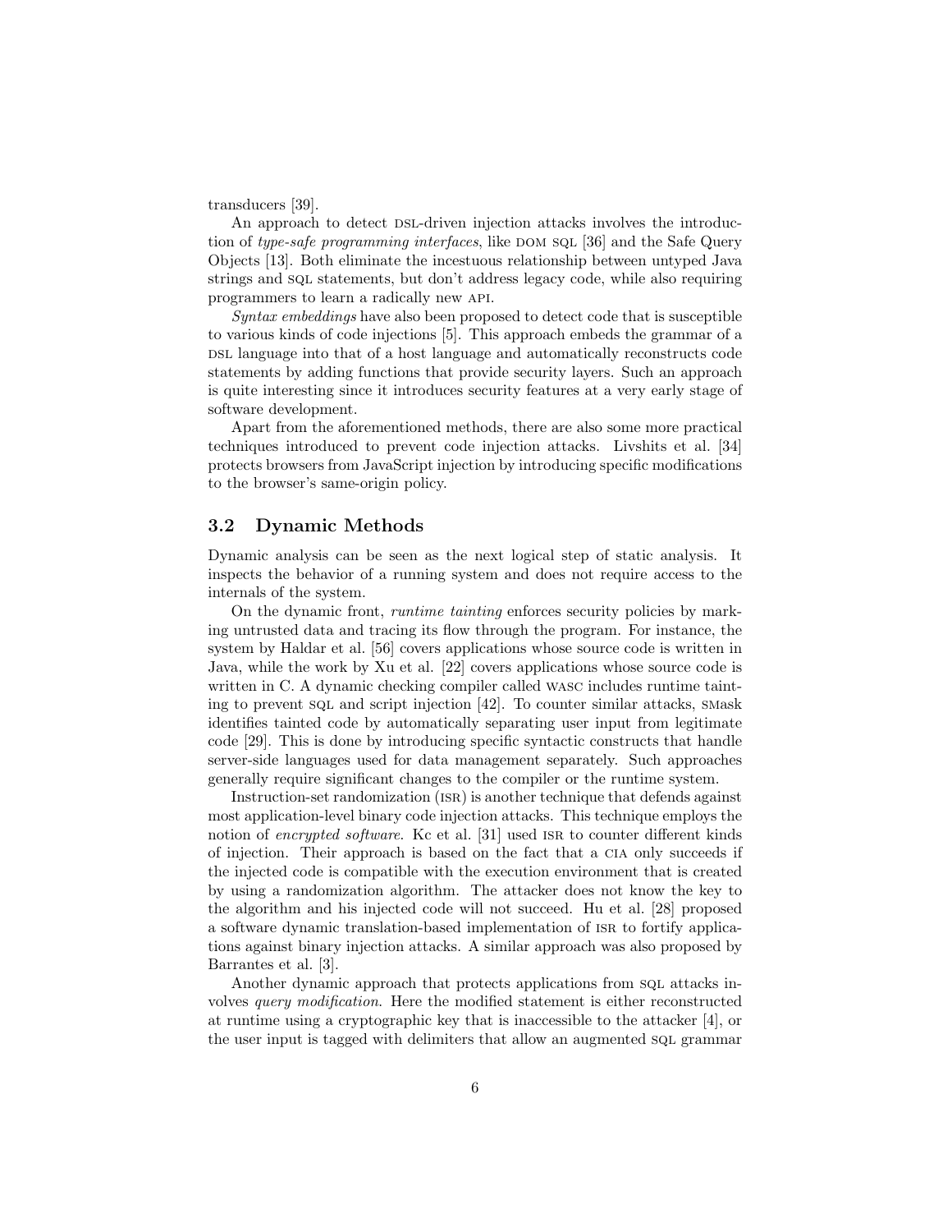transducers [39].

An approach to detect DSL-driven injection attacks involves the introduction of *type-safe programming interfaces*, like DOM SQL [36] and the Safe Query Objects [13]. Both eliminate the incestuous relationship between untyped Java strings and SQL statements, but don't address legacy code, while also requiring programmers to learn a radically new API.

*Syntax embeddings* have also been proposed to detect code that is susceptible to various kinds of code injections [5]. This approach embeds the grammar of a DSL language into that of a host language and automatically reconstructs code statements by adding functions that provide security layers. Such an approach is quite interesting since it introduces security features at a very early stage of software development.

Apart from the aforementioned methods, there are also some more practical techniques introduced to prevent code injection attacks. Livshits et al. [34] protects browsers from JavaScript injection by introducing specific modifications to the browser's same-origin policy.

### 3.2 Dynamic Methods

Dynamic analysis can be seen as the next logical step of static analysis. It inspects the behavior of a running system and does not require access to the internals of the system.

On the dynamic front, *runtime tainting* enforces security policies by marking untrusted data and tracing its flow through the program. For instance, the system by Haldar et al. [56] covers applications whose source code is written in Java, while the work by Xu et al. [22] covers applications whose source code is written in C. A dynamic checking compiler called WASC includes runtime tainting to prevent SQL and script injection [42]. To counter similar attacks, SMask identifies tainted code by automatically separating user input from legitimate code [29]. This is done by introducing specific syntactic constructs that handle server-side languages used for data management separately. Such approaches generally require significant changes to the compiler or the runtime system.

Instruction-set randomization (ISR) is another technique that defends against most application-level binary code injection attacks. This technique employs the notion of *encrypted software*. Kc et al. [31] used ISR to counter different kinds of injection. Their approach is based on the fact that a CIA only succeeds if the injected code is compatible with the execution environment that is created by using a randomization algorithm. The attacker does not know the key to the algorithm and his injected code will not succeed. Hu et al. [28] proposed a software dynamic translation-based implementation of ISR to fortify applications against binary injection attacks. A similar approach was also proposed by Barrantes et al. [3].

Another dynamic approach that protects applications from SQL attacks involves *query modification*. Here the modified statement is either reconstructed at runtime using a cryptographic key that is inaccessible to the attacker [4], or the user input is tagged with delimiters that allow an augmented SQL grammar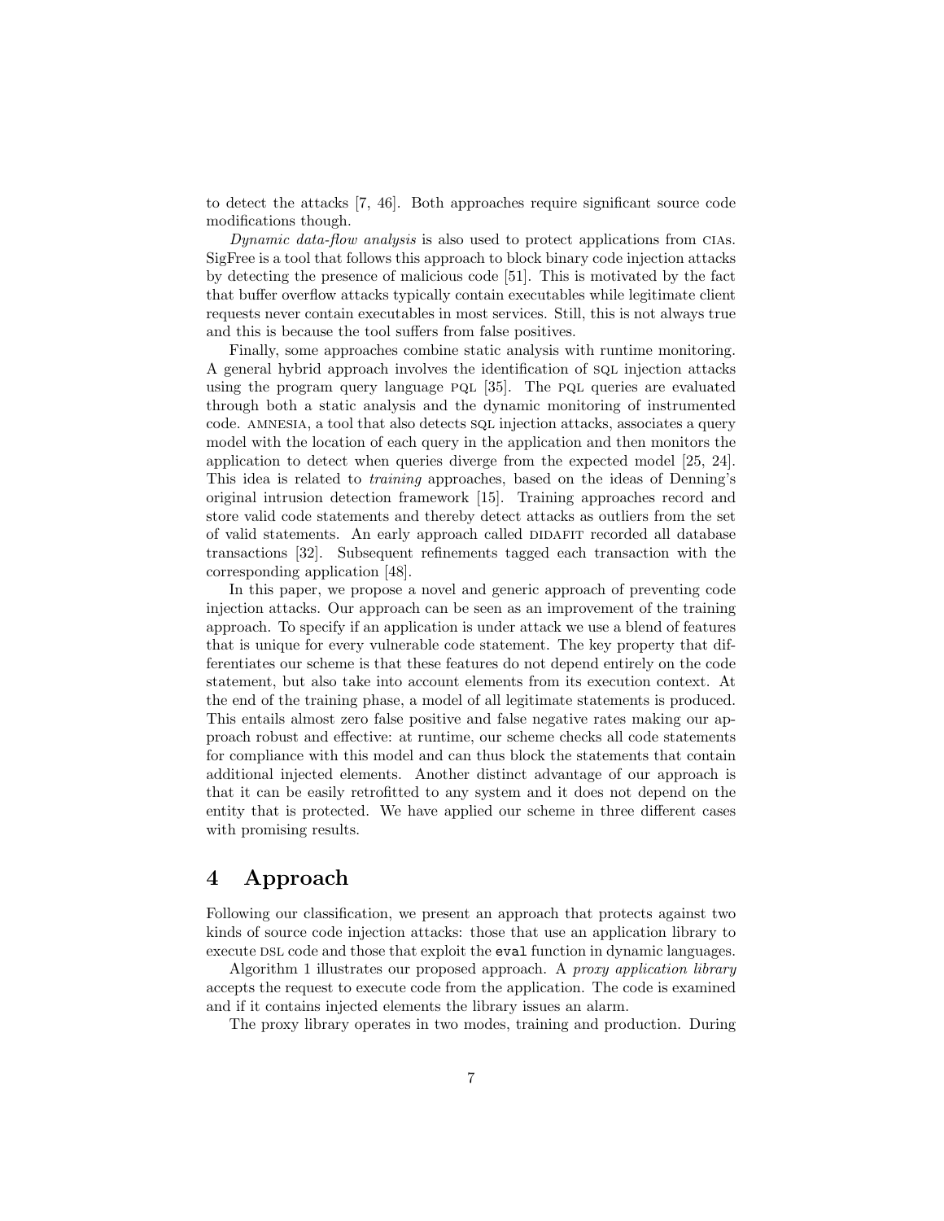to detect the attacks [7, 46]. Both approaches require significant source code modifications though.

*Dynamic data-flow analysis* is also used to protect applications from CIAs. SigFree is a tool that follows this approach to block binary code injection attacks by detecting the presence of malicious code [51]. This is motivated by the fact that buffer overflow attacks typically contain executables while legitimate client requests never contain executables in most services. Still, this is not always true and this is because the tool suffers from false positives.

Finally, some approaches combine static analysis with runtime monitoring. A general hybrid approach involves the identification of SQL injection attacks using the program query language PQL [35]. The PQL queries are evaluated through both a static analysis and the dynamic monitoring of instrumented code. AMNESIA, a tool that also detects SQL injection attacks, associates a query model with the location of each query in the application and then monitors the application to detect when queries diverge from the expected model [25, 24]. This idea is related to *training* approaches, based on the ideas of Denning's original intrusion detection framework [15]. Training approaches record and store valid code statements and thereby detect attacks as outliers from the set of valid statements. An early approach called DIDAFIT recorded all database transactions [32]. Subsequent refinements tagged each transaction with the corresponding application [48].

In this paper, we propose a novel and generic approach of preventing code injection attacks. Our approach can be seen as an improvement of the training approach. To specify if an application is under attack we use a blend of features that is unique for every vulnerable code statement. The key property that differentiates our scheme is that these features do not depend entirely on the code statement, but also take into account elements from its execution context. At the end of the training phase, a model of all legitimate statements is produced. This entails almost zero false positive and false negative rates making our approach robust and effective: at runtime, our scheme checks all code statements for compliance with this model and can thus block the statements that contain additional injected elements. Another distinct advantage of our approach is that it can be easily retrofitted to any system and it does not depend on the entity that is protected. We have applied our scheme in three different cases with promising results.

# 4 Approach

Following our classification, we present an approach that protects against two kinds of source code injection attacks: those that use an application library to execute DSL code and those that exploit the `eval` function in dynamic languages.

Algorithm 1 illustrates our proposed approach. A *proxy application library* accepts the request to execute code from the application. The code is examined and if it contains injected elements the library issues an alarm.

The proxy library operates in two modes, training and production. During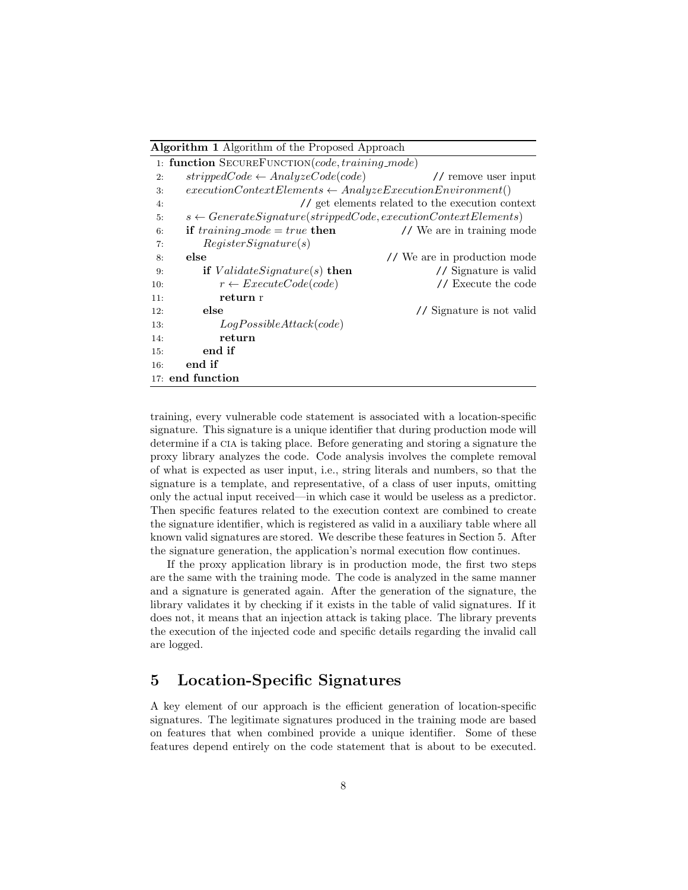**Algorithm 1** Algorithm of the Proposed Approach

```
1: function SecureFunction(code, training_mode)
2:     strippedCode ← AnalyzeCode(code)                          // remove user input
3:     executionContextElements ← AnalyzeExecutionEnvironment()
4:                                   // get elements related to the execution context
5:     s ← GenerateSignature(strippedCode, executionContextElements)
6:     if training_mode = true then                            // We are in training mode
7:         RegisterSignature(s)
8:     else                                                  // We are in production mode
9:         if ValidateSignature(s) then                             // Signature is valid
10:            r ← ExecuteCode(code)                                // Execute the code
11:            return r
12:        else                                                 // Signature is not valid
13:            LogPossibleAttack(code)
14:            return
15:        end if
16:    end if
17: end function
```

training, every vulnerable code statement is associated with a location-specific signature. This signature is a unique identifier that during production mode will determine if a CIA is taking place. Before generating and storing a signature the proxy library analyzes the code. Code analysis involves the complete removal of what is expected as user input, i.e., string literals and numbers, so that the signature is a template, and representative, of a class of user inputs, omitting only the actual input received—in which case it would be useless as a predictor. Then specific features related to the execution context are combined to create the signature identifier, which is registered as valid in a auxiliary table where all known valid signatures are stored. We describe these features in Section 5. After the signature generation, the application's normal execution flow continues.

If the proxy application library is in production mode, the first two steps are the same with the training mode. The code is analyzed in the same manner and a signature is generated again. After the generation of the signature, the library validates it by checking if it exists in the table of valid signatures. If it does not, it means that an injection attack is taking place. The library prevents the execution of the injected code and specific details regarding the invalid call are logged.

## 5 Location-Specific Signatures

A key element of our approach is the efficient generation of location-specific signatures. The legitimate signatures produced in the training mode are based on features that when combined provide a unique identifier. Some of these features depend entirely on the code statement that is about to be executed.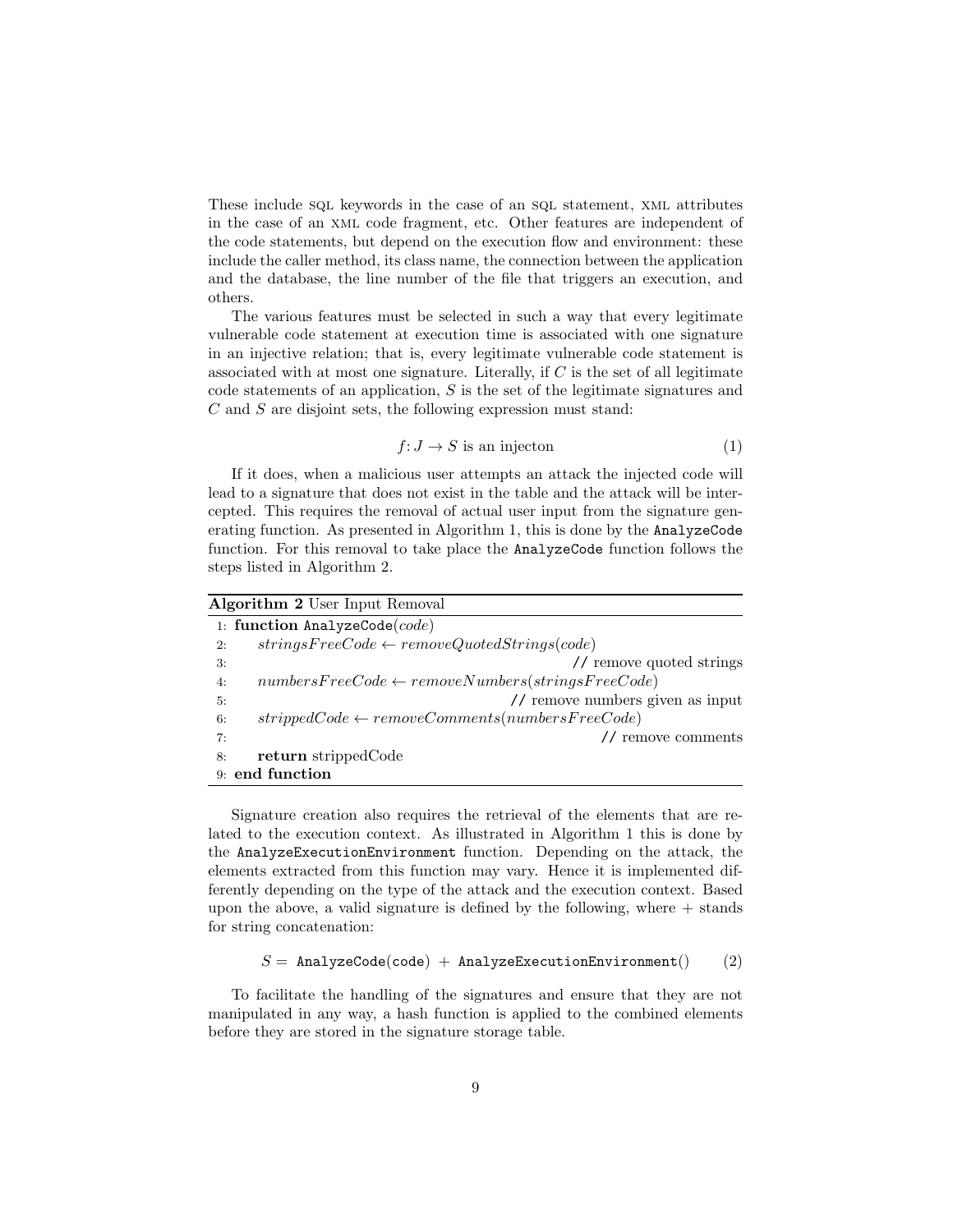These include SQL keywords in the case of an SQL statement, XML attributes in the case of an XML code fragment, etc. Other features are independent of the code statements, but depend on the execution flow and environment: these include the caller method, its class name, the connection between the application and the database, the line number of the file that triggers an execution, and others.

The various features must be selected in such a way that every legitimate vulnerable code statement at execution time is associated with one signature in an injective relation; that is, every legitimate vulnerable code statement is associated with at most one signature. Literally, if $C$ is the set of all legitimate code statements of an application, $S$ is the set of the legitimate signatures and $C$ and $S$ are disjoint sets, the following expression must stand:

$$f\colon J \to S \text{ is an injecton} \tag{1}$$

If it does, when a malicious user attempts an attack the injected code will lead to a signature that does not exist in the table and the attack will be intercepted. This requires the removal of actual user input from the signature generating function. As presented in Algorithm 1, this is done by the `AnalyzeCode` function. For this removal to take place the `AnalyzeCode` function follows the steps listed in Algorithm 2.

**Algorithm 2** User Input Removal

```
1: function AnalyzeCode(code)
2:     stringsFreeCode ← removeQuotedStrings(code)
3:                                             // remove quoted strings
4:     numbersFreeCode ← removeNumbers(stringsFreeCode)
5:                                             // remove numbers given as input
6:     strippedCode ← removeComments(numbersFreeCode)
7:                                             // remove comments
8:     return strippedCode
9: end function
```

Signature creation also requires the retrieval of the elements that are related to the execution context. As illustrated in Algorithm 1 this is done by the `AnalyzeExecutionEnvironment` function. Depending on the attack, the elements extracted from this function may vary. Hence it is implemented differently depending on the type of the attack and the execution context. Based upon the above, a valid signature is defined by the following, where + stands for string concatenation:

$$S = \texttt{AnalyzeCode(code)} + \texttt{AnalyzeExecutionEnvironment()} \tag{2}$$

To facilitate the handling of the signatures and ensure that they are not manipulated in any way, a hash function is applied to the combined elements before they are stored in the signature storage table.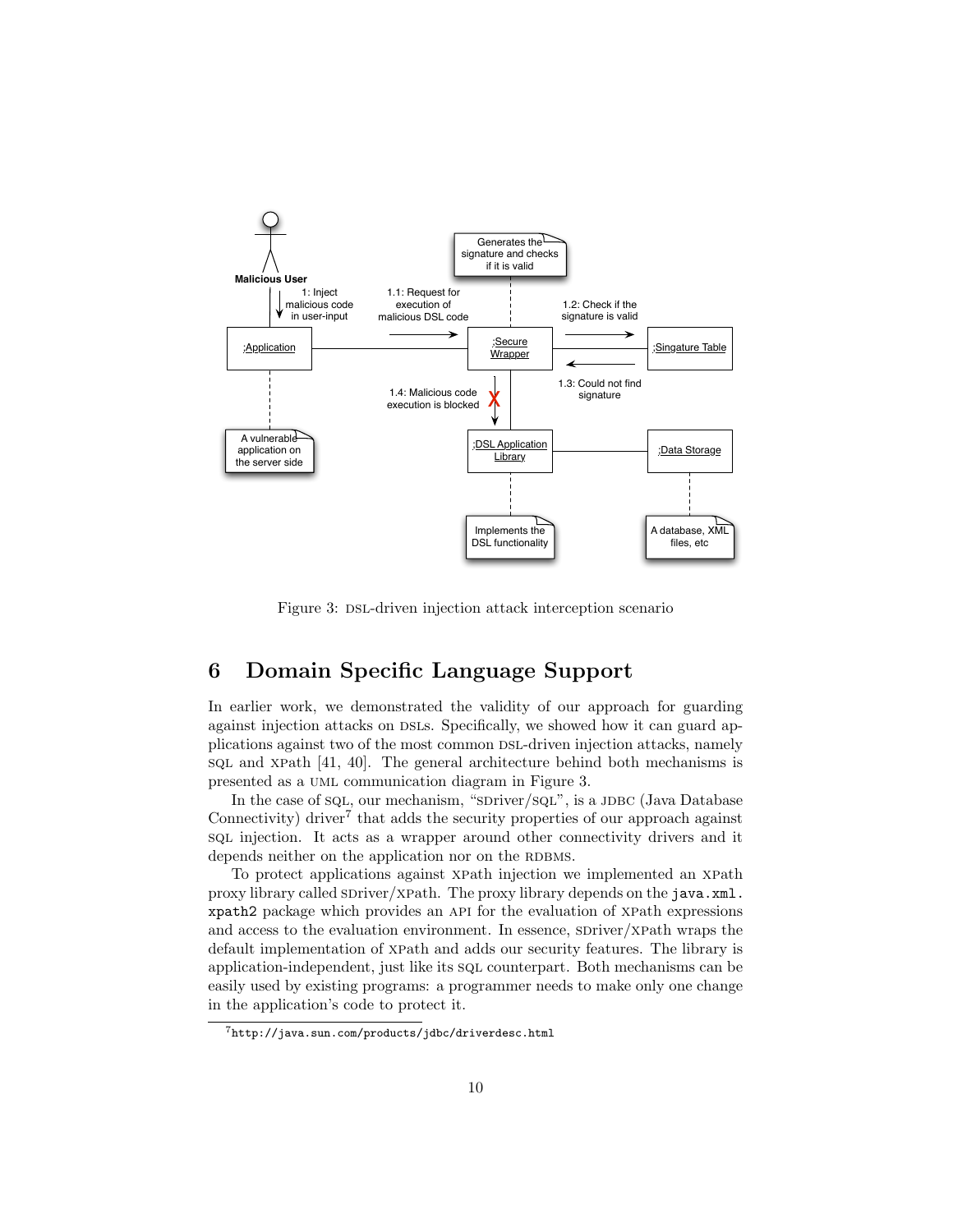Figure 3: DSL-driven injection attack interception scenario

## 6 Domain Specific Language Support

In earlier work, we demonstrated the validity of our approach for guarding against injection attacks on DSLs. Specifically, we showed how it can guard applications against two of the most common DSL-driven injection attacks, namely SQL and XPath [41, 40]. The general architecture behind both mechanisms is presented as a UML communication diagram in Figure 3.

In the case of SQL, our mechanism, "SDriver/SQL", is a JDBC (Java Database Connectivity) driver[7] that adds the security properties of our approach against SQL injection. It acts as a wrapper around other connectivity drivers and it depends neither on the application nor on the RDBMS.

To protect applications against XPath injection we implemented an XPath proxy library called SDriver/XPath. The proxy library depends on the `java.xml.xpath2` package which provides an API for the evaluation of XPath expressions and access to the evaluation environment. In essence, SDriver/XPath wraps the default implementation of XPath and adds our security features. The library is application-independent, just like its SQL counterpart. Both mechanisms can be easily used by existing programs: a programmer needs to make only one change in the application's code to protect it.

[7] http://java.sun.com/products/jdbc/driverdesc.html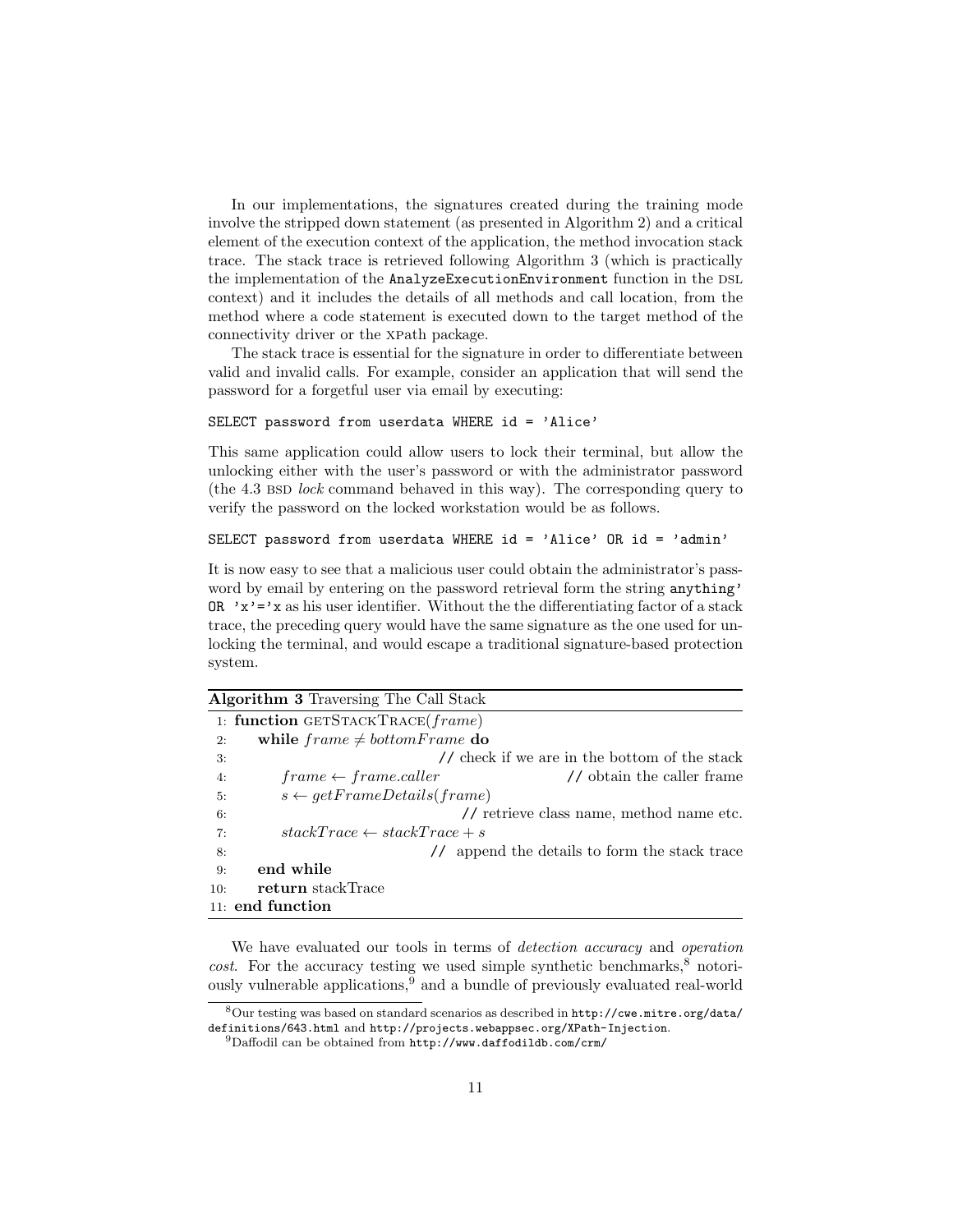In our implementations, the signatures created during the training mode involve the stripped down statement (as presented in Algorithm 2) and a critical element of the execution context of the application, the method invocation stack trace. The stack trace is retrieved following Algorithm 3 (which is practically the implementation of the `AnalyzeExecutionEnvironment` function in the DSL context) and it includes the details of all methods and call location, from the method where a code statement is executed down to the target method of the connectivity driver or the XPath package.

The stack trace is essential for the signature in order to differentiate between valid and invalid calls. For example, consider an application that will send the password for a forgetful user via email by executing:

```
SELECT password from userdata WHERE id = 'Alice'
```

This same application could allow users to lock their terminal, but allow the unlocking either with the user's password or with the administrator password (the 4.3 BSD *lock* command behaved in this way). The corresponding query to verify the password on the locked workstation would be as follows.

```
SELECT password from userdata WHERE id = 'Alice' OR id = 'admin'
```

It is now easy to see that a malicious user could obtain the administrator's password by email by entering on the password retrieval form the string `anything' OR 'x'='x` as his user identifier. Without the the differentiating factor of a stack trace, the preceding query would have the same signature as the one used for unlocking the terminal, and would escape a traditional signature-based protection system.

**Algorithm 3** Traversing The Call Stack

```
1:  function GETSTACKTRACE(frame)
2:      while frame ≠ bottomFrame do
3:                                  // check if we are in the bottom of the stack
4:          frame ← frame.caller               // obtain the caller frame
5:          s ← getFrameDetails(frame)
6:                                  // retrieve class name, method name etc.
7:          stackTrace ← stackTrace + s
8:                                  // append the details to form the stack trace
9:      end while
10:     return stackTrace
11: end function
```

We have evaluated our tools in terms of *detection accuracy* and *operation cost*. For the accuracy testing we used simple synthetic benchmarks,[8] notoriously vulnerable applications,[9] and a bundle of previously evaluated real-world

[8] Our testing was based on standard scenarios as described in `http://cwe.mitre.org/data/definitions/643.html` and `http://projects.webappsec.org/XPath-Injection`.

[9] Daffodil can be obtained from `http://www.daffodildb.com/crm/`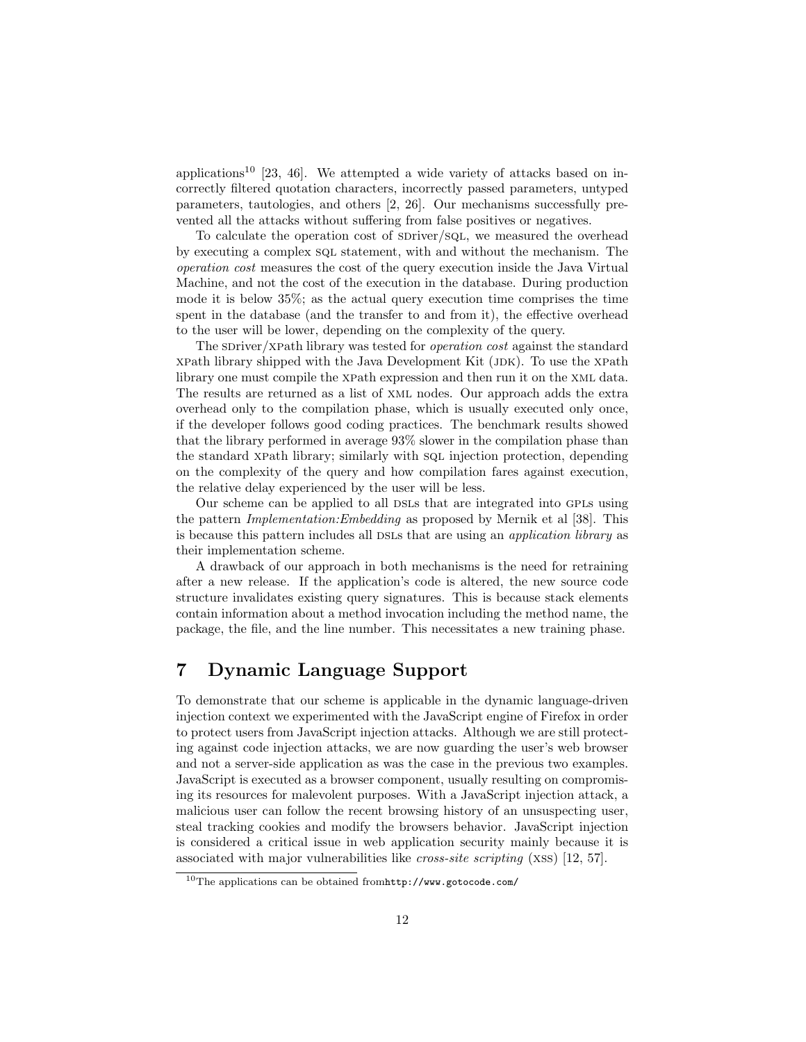applications[10] [23, 46]. We attempted a wide variety of attacks based on incorrectly filtered quotation characters, incorrectly passed parameters, untyped parameters, tautologies, and others [2, 26]. Our mechanisms successfully prevented all the attacks without suffering from false positives or negatives.

To calculate the operation cost of SDriver/SQL, we measured the overhead by executing a complex SQL statement, with and without the mechanism. The *operation cost* measures the cost of the query execution inside the Java Virtual Machine, and not the cost of the execution in the database. During production mode it is below 35%; as the actual query execution time comprises the time spent in the database (and the transfer to and from it), the effective overhead to the user will be lower, depending on the complexity of the query.

The SDriver/XPath library was tested for *operation cost* against the standard XPath library shipped with the Java Development Kit (JDK). To use the XPath library one must compile the XPath expression and then run it on the XML data. The results are returned as a list of XML nodes. Our approach adds the extra overhead only to the compilation phase, which is usually executed only once, if the developer follows good coding practices. The benchmark results showed that the library performed in average 93% slower in the compilation phase than the standard XPath library; similarly with SQL injection protection, depending on the complexity of the query and how compilation fares against execution, the relative delay experienced by the user will be less.

Our scheme can be applied to all DSLs that are integrated into GPLs using the pattern *Implementation:Embedding* as proposed by Mernik et al [38]. This is because this pattern includes all DSLs that are using an *application library* as their implementation scheme.

A drawback of our approach in both mechanisms is the need for retraining after a new release. If the application's code is altered, the new source code structure invalidates existing query signatures. This is because stack elements contain information about a method invocation including the method name, the package, the file, and the line number. This necessitates a new training phase.

# 7 Dynamic Language Support

To demonstrate that our scheme is applicable in the dynamic language-driven injection context we experimented with the JavaScript engine of Firefox in order to protect users from JavaScript injection attacks. Although we are still protecting against code injection attacks, we are now guarding the user's web browser and not a server-side application as was the case in the previous two examples. JavaScript is executed as a browser component, usually resulting on compromising its resources for malevolent purposes. With a JavaScript injection attack, a malicious user can follow the recent browsing history of an unsuspecting user, steal tracking cookies and modify the browsers behavior. JavaScript injection is considered a critical issue in web application security mainly because it is associated with major vulnerabilities like *cross-site scripting* (XSS) [12, 57].

---

[10] The applications can be obtained from`http://www.gotocode.com/`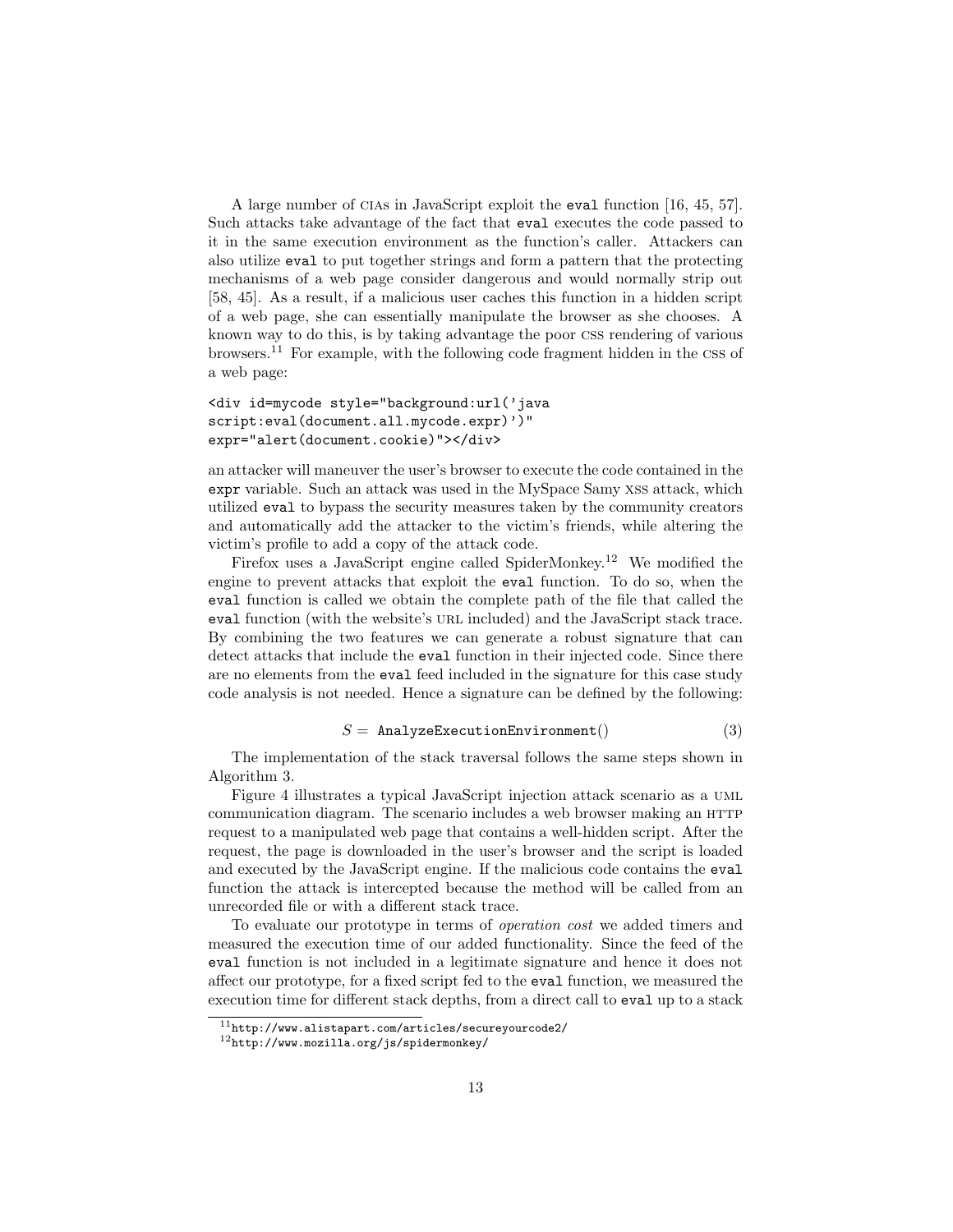A large number of CIAs in JavaScript exploit the `eval` function [16, 45, 57]. Such attacks take advantage of the fact that `eval` executes the code passed to it in the same execution environment as the function's caller. Attackers can also utilize `eval` to put together strings and form a pattern that the protecting mechanisms of a web page consider dangerous and would normally strip out [58, 45]. As a result, if a malicious user caches this function in a hidden script of a web page, she can essentially manipulate the browser as she chooses. A known way to do this, is by taking advantage the poor CSS rendering of various browsers.[11] For example, with the following code fragment hidden in the CSS of a web page:

```
<div id=mycode style="background:url('java
script:eval(document.all.mycode.expr)')"
expr="alert(document.cookie)"></div>
```

an attacker will maneuver the user's browser to execute the code contained in the `expr` variable. Such an attack was used in the MySpace Samy XSS attack, which utilized `eval` to bypass the security measures taken by the community creators and automatically add the attacker to the victim's friends, while altering the victim's profile to add a copy of the attack code.

Firefox uses a JavaScript engine called SpiderMonkey.[12] We modified the engine to prevent attacks that exploit the `eval` function. To do so, when the `eval` function is called we obtain the complete path of the file that called the `eval` function (with the website's URL included) and the JavaScript stack trace. By combining the two features we can generate a robust signature that can detect attacks that include the `eval` function in their injected code. Since there are no elements from the `eval` feed included in the signature for this case study code analysis is not needed. Hence a signature can be defined by the following:

$$S = \texttt{AnalyzeExecutionEnvironment}() \tag{3}$$

The implementation of the stack traversal follows the same steps shown in Algorithm 3.

Figure 4 illustrates a typical JavaScript injection attack scenario as a UML communication diagram. The scenario includes a web browser making an HTTP request to a manipulated web page that contains a well-hidden script. After the request, the page is downloaded in the user's browser and the script is loaded and executed by the JavaScript engine. If the malicious code contains the `eval` function the attack is intercepted because the method will be called from an unrecorded file or with a different stack trace.

To evaluate our prototype in terms of *operation cost* we added timers and measured the execution time of our added functionality. Since the feed of the `eval` function is not included in a legitimate signature and hence it does not affect our prototype, for a fixed script fed to the `eval` function, we measured the execution time for different stack depths, from a direct call to `eval` up to a stack

[11] http://www.alistapart.com/articles/secureyourcode2/

[12] http://www.mozilla.org/js/spidermonkey/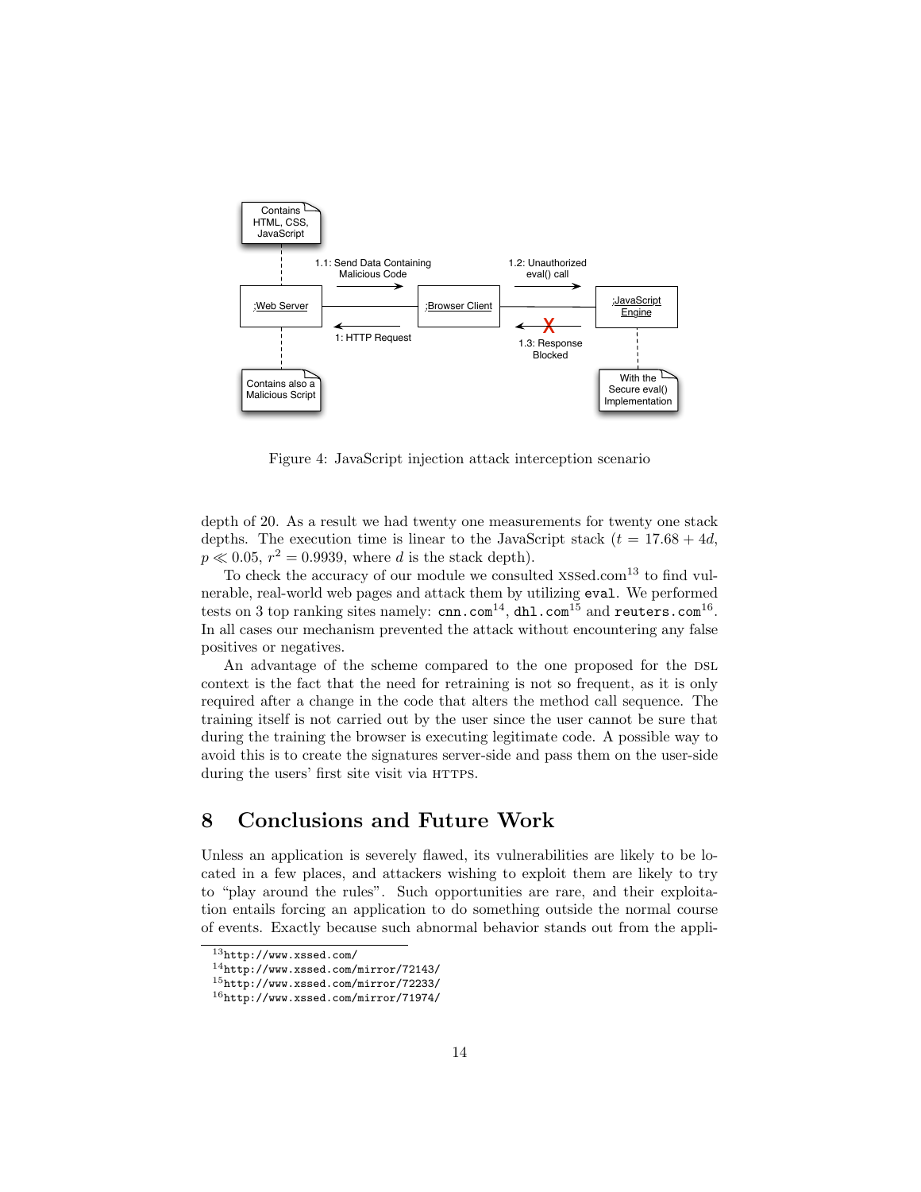Figure 4: JavaScript injection attack interception scenario

depth of 20. As a result we had twenty one measurements for twenty one stack depths. The execution time is linear to the JavaScript stack ($t = 17.68 + 4d$, $p \ll 0.05$, $r^2 = 0.9939$, where $d$ is the stack depth).

To check the accuracy of our module we consulted XSSed.com[13] to find vulnerable, real-world web pages and attack them by utilizing `eval`. We performed tests on 3 top ranking sites namely: `cnn.com`[14], `dhl.com`[15] and `reuters.com`[16]. In all cases our mechanism prevented the attack without encountering any false positives or negatives.

An advantage of the scheme compared to the one proposed for the DSL context is the fact that the need for retraining is not so frequent, as it is only required after a change in the code that alters the method call sequence. The training itself is not carried out by the user since the user cannot be sure that during the training the browser is executing legitimate code. A possible way to avoid this is to create the signatures server-side and pass them on the user-side during the users' first site visit via HTTPS.

# 8 Conclusions and Future Work

Unless an application is severely flawed, its vulnerabilities are likely to be located in a few places, and attackers wishing to exploit them are likely to try to "play around the rules". Such opportunities are rare, and their exploitation entails forcing an application to do something outside the normal course of events. Exactly because such abnormal behavior stands out from the appli-

---

[13] `http://www.xssed.com/`

[14] `http://www.xssed.com/mirror/72143/`

[15] `http://www.xssed.com/mirror/72233/`

[16] `http://www.xssed.com/mirror/71974/`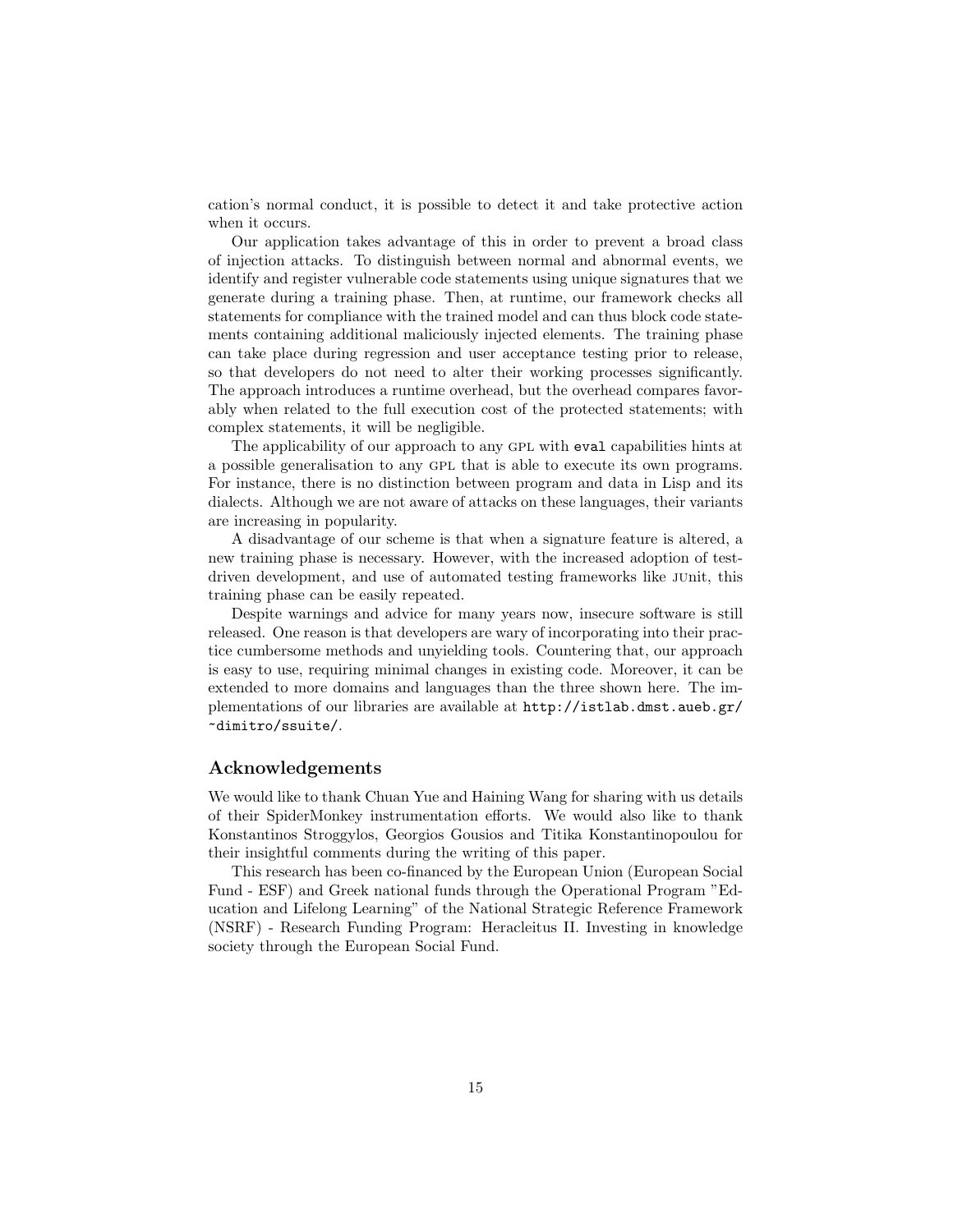cation's normal conduct, it is possible to detect it and take protective action when it occurs.

Our application takes advantage of this in order to prevent a broad class of injection attacks. To distinguish between normal and abnormal events, we identify and register vulnerable code statements using unique signatures that we generate during a training phase. Then, at runtime, our framework checks all statements for compliance with the trained model and can thus block code statements containing additional maliciously injected elements. The training phase can take place during regression and user acceptance testing prior to release, so that developers do not need to alter their working processes significantly. The approach introduces a runtime overhead, but the overhead compares favorably when related to the full execution cost of the protected statements; with complex statements, it will be negligible.

The applicability of our approach to any GPL with `eval` capabilities hints at a possible generalisation to any GPL that is able to execute its own programs. For instance, there is no distinction between program and data in Lisp and its dialects. Although we are not aware of attacks on these languages, their variants are increasing in popularity.

A disadvantage of our scheme is that when a signature feature is altered, a new training phase is necessary. However, with the increased adoption of test-driven development, and use of automated testing frameworks like JUnit, this training phase can be easily repeated.

Despite warnings and advice for many years now, insecure software is still released. One reason is that developers are wary of incorporating into their practice cumbersome methods and unyielding tools. Countering that, our approach is easy to use, requiring minimal changes in existing code. Moreover, it can be extended to more domains and languages than the three shown here. The implementations of our libraries are available at `http://istlab.dmst.aueb.gr/~dimitro/ssuite/`.

## Acknowledgements

We would like to thank Chuan Yue and Haining Wang for sharing with us details of their SpiderMonkey instrumentation efforts. We would also like to thank Konstantinos Stroggylos, Georgios Gousios and Titika Konstantinopoulou for their insightful comments during the writing of this paper.

This research has been co-financed by the European Union (European Social Fund - ESF) and Greek national funds through the Operational Program "Education and Lifelong Learning" of the National Strategic Reference Framework (NSRF) - Research Funding Program: Heracleitus II. Investing in knowledge society through the European Social Fund.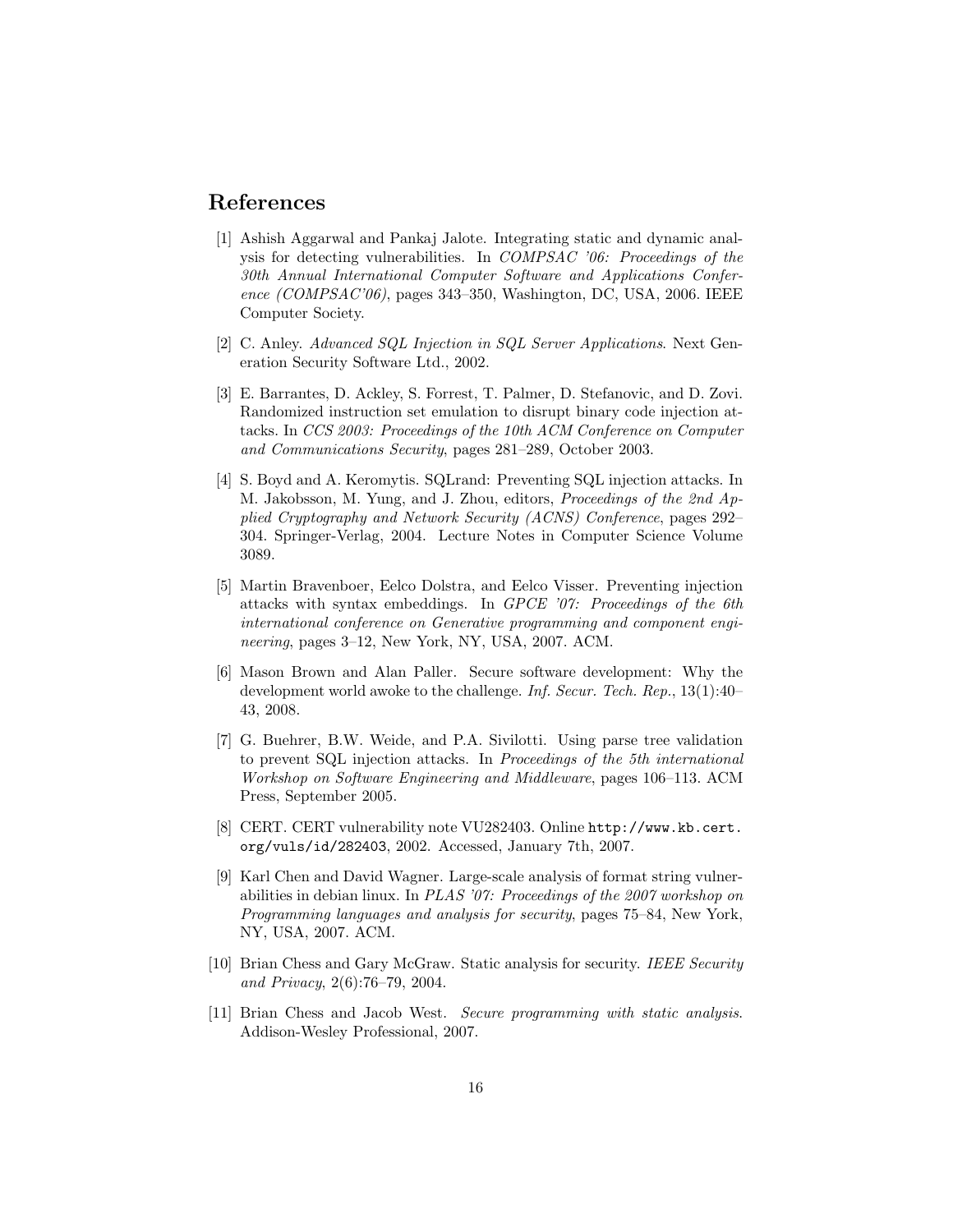## References

[1] Ashish Aggarwal and Pankaj Jalote. Integrating static and dynamic analysis for detecting vulnerabilities. In *COMPSAC '06: Proceedings of the 30th Annual International Computer Software and Applications Conference (COMPSAC'06)*, pages 343–350, Washington, DC, USA, 2006. IEEE Computer Society.

[2] C. Anley. *Advanced SQL Injection in SQL Server Applications*. Next Generation Security Software Ltd., 2002.

[3] E. Barrantes, D. Ackley, S. Forrest, T. Palmer, D. Stefanovic, and D. Zovi. Randomized instruction set emulation to disrupt binary code injection attacks. In *CCS 2003: Proceedings of the 10th ACM Conference on Computer and Communications Security*, pages 281–289, October 2003.

[4] S. Boyd and A. Keromytis. SQLrand: Preventing SQL injection attacks. In M. Jakobsson, M. Yung, and J. Zhou, editors, *Proceedings of the 2nd Applied Cryptography and Network Security (ACNS) Conference*, pages 292–304. Springer-Verlag, 2004. Lecture Notes in Computer Science Volume 3089.

[5] Martin Bravenboer, Eelco Dolstra, and Eelco Visser. Preventing injection attacks with syntax embeddings. In *GPCE '07: Proceedings of the 6th international conference on Generative programming and component engineering*, pages 3–12, New York, NY, USA, 2007. ACM.

[6] Mason Brown and Alan Paller. Secure software development: Why the development world awoke to the challenge. *Inf. Secur. Tech. Rep.*, 13(1):40–43, 2008.

[7] G. Buehrer, B.W. Weide, and P.A. Sivilotti. Using parse tree validation to prevent SQL injection attacks. In *Proceedings of the 5th international Workshop on Software Engineering and Middleware*, pages 106–113. ACM Press, September 2005.

[8] CERT. CERT vulnerability note VU282403. Online `http://www.kb.cert.org/vuls/id/282403`, 2002. Accessed, January 7th, 2007.

[9] Karl Chen and David Wagner. Large-scale analysis of format string vulnerabilities in debian linux. In *PLAS '07: Proceedings of the 2007 workshop on Programming languages and analysis for security*, pages 75–84, New York, NY, USA, 2007. ACM.

[10] Brian Chess and Gary McGraw. Static analysis for security. *IEEE Security and Privacy*, 2(6):76–79, 2004.

[11] Brian Chess and Jacob West. *Secure programming with static analysis*. Addison-Wesley Professional, 2007.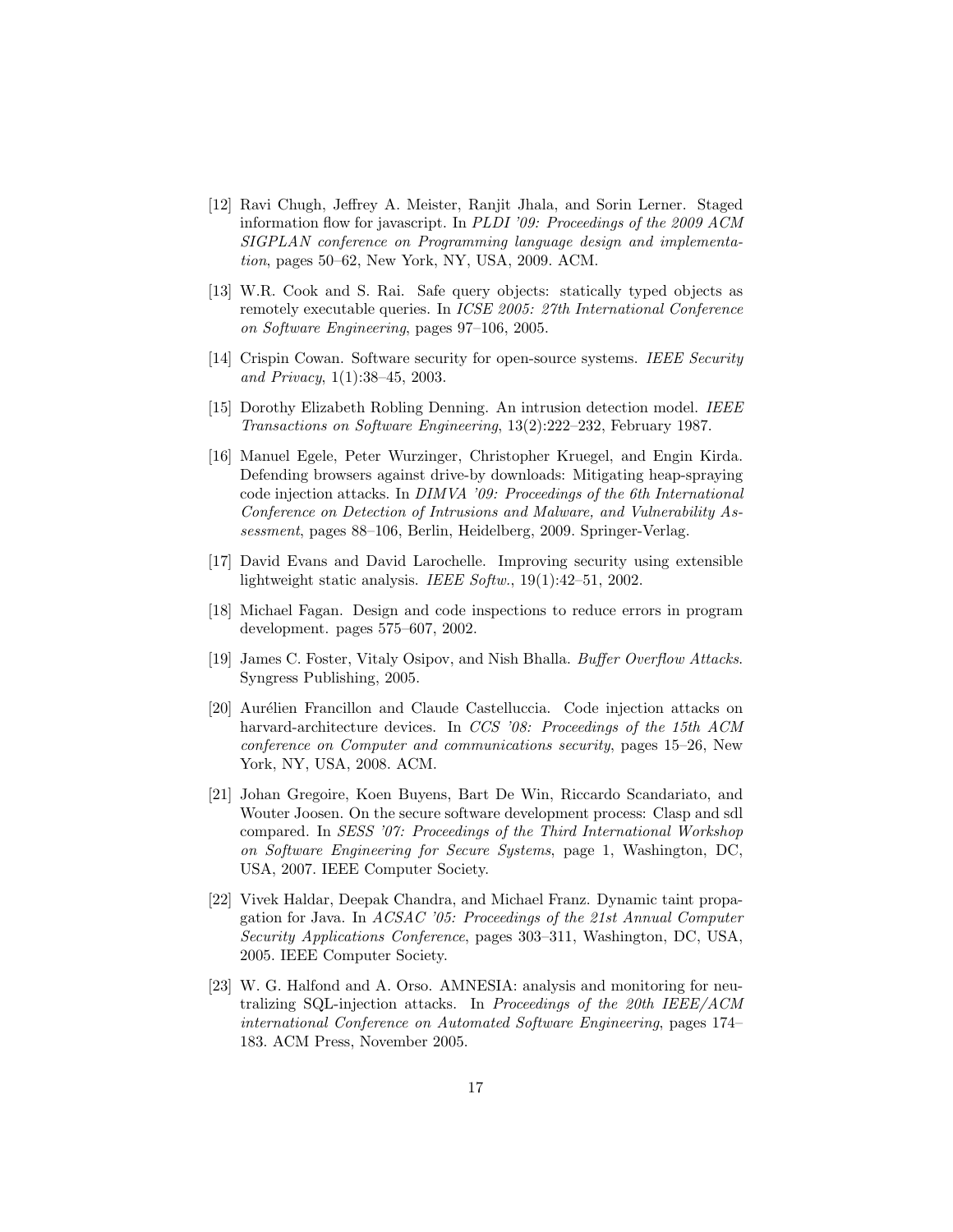[12] Ravi Chugh, Jeffrey A. Meister, Ranjit Jhala, and Sorin Lerner. Staged information flow for javascript. In *PLDI '09: Proceedings of the 2009 ACM SIGPLAN conference on Programming language design and implementation*, pages 50–62, New York, NY, USA, 2009. ACM.

[13] W.R. Cook and S. Rai. Safe query objects: statically typed objects as remotely executable queries. In *ICSE 2005: 27th International Conference on Software Engineering*, pages 97–106, 2005.

[14] Crispin Cowan. Software security for open-source systems. *IEEE Security and Privacy*, 1(1):38–45, 2003.

[15] Dorothy Elizabeth Robling Denning. An intrusion detection model. *IEEE Transactions on Software Engineering*, 13(2):222–232, February 1987.

[16] Manuel Egele, Peter Wurzinger, Christopher Kruegel, and Engin Kirda. Defending browsers against drive-by downloads: Mitigating heap-spraying code injection attacks. In *DIMVA '09: Proceedings of the 6th International Conference on Detection of Intrusions and Malware, and Vulnerability Assessment*, pages 88–106, Berlin, Heidelberg, 2009. Springer-Verlag.

[17] David Evans and David Larochelle. Improving security using extensible lightweight static analysis. *IEEE Softw.*, 19(1):42–51, 2002.

[18] Michael Fagan. Design and code inspections to reduce errors in program development. pages 575–607, 2002.

[19] James C. Foster, Vitaly Osipov, and Nish Bhalla. *Buffer Overflow Attacks*. Syngress Publishing, 2005.

[20] Aurélien Francillon and Claude Castelluccia. Code injection attacks on harvard-architecture devices. In *CCS '08: Proceedings of the 15th ACM conference on Computer and communications security*, pages 15–26, New York, NY, USA, 2008. ACM.

[21] Johan Gregoire, Koen Buyens, Bart De Win, Riccardo Scandariato, and Wouter Joosen. On the secure software development process: Clasp and sdl compared. In *SESS '07: Proceedings of the Third International Workshop on Software Engineering for Secure Systems*, page 1, Washington, DC, USA, 2007. IEEE Computer Society.

[22] Vivek Haldar, Deepak Chandra, and Michael Franz. Dynamic taint propagation for Java. In *ACSAC '05: Proceedings of the 21st Annual Computer Security Applications Conference*, pages 303–311, Washington, DC, USA, 2005. IEEE Computer Society.

[23] W. G. Halfond and A. Orso. AMNESIA: analysis and monitoring for neutralizing SQL-injection attacks. In *Proceedings of the 20th IEEE/ACM international Conference on Automated Software Engineering*, pages 174–183. ACM Press, November 2005.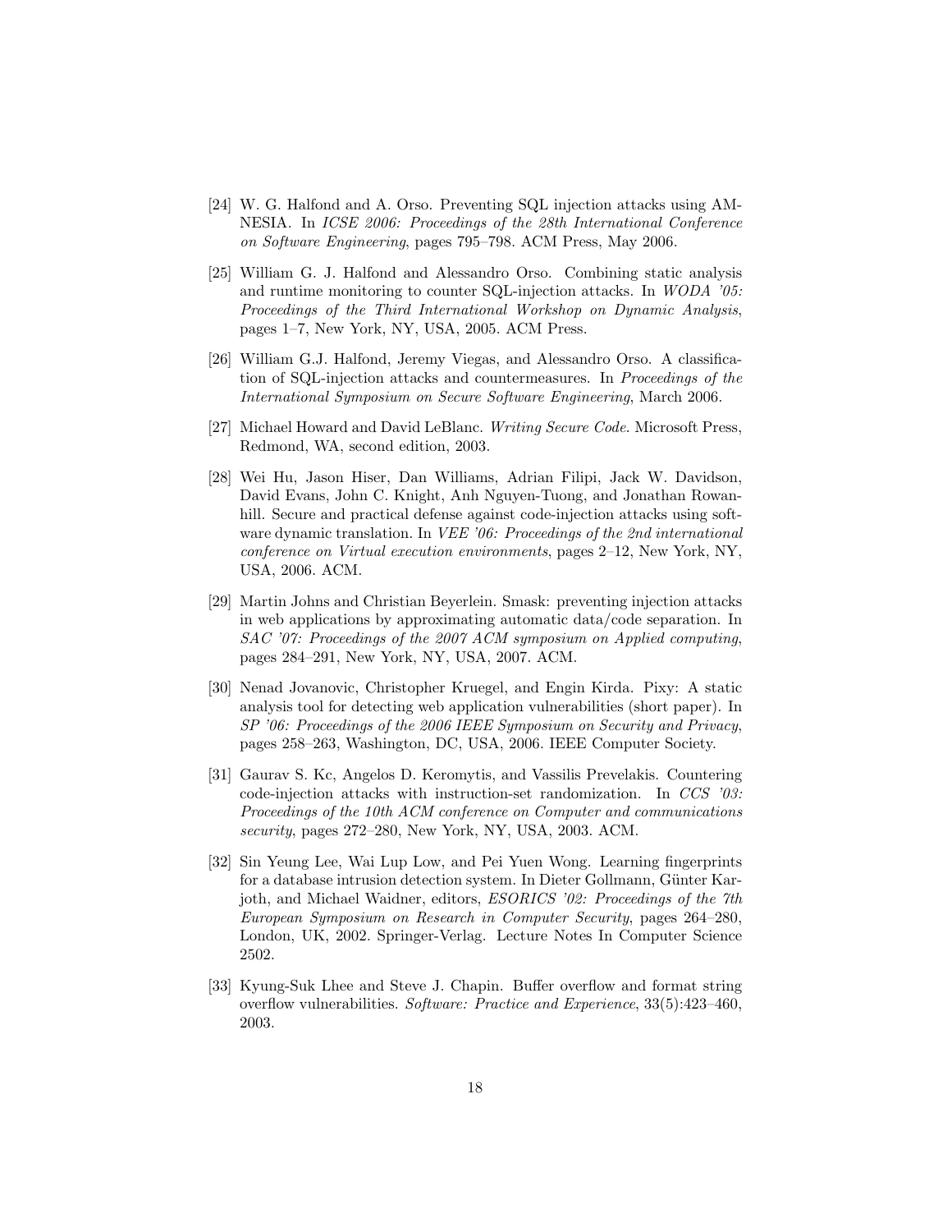[24] W. G. Halfond and A. Orso. Preventing SQL injection attacks using AMNESIA. In *ICSE 2006: Proceedings of the 28th International Conference on Software Engineering*, pages 795–798. ACM Press, May 2006.

[25] William G. J. Halfond and Alessandro Orso. Combining static analysis and runtime monitoring to counter SQL-injection attacks. In *WODA '05: Proceedings of the Third International Workshop on Dynamic Analysis*, pages 1–7, New York, NY, USA, 2005. ACM Press.

[26] William G.J. Halfond, Jeremy Viegas, and Alessandro Orso. A classification of SQL-injection attacks and countermeasures. In *Proceedings of the International Symposium on Secure Software Engineering*, March 2006.

[27] Michael Howard and David LeBlanc. *Writing Secure Code*. Microsoft Press, Redmond, WA, second edition, 2003.

[28] Wei Hu, Jason Hiser, Dan Williams, Adrian Filipi, Jack W. Davidson, David Evans, John C. Knight, Anh Nguyen-Tuong, and Jonathan Rowanhill. Secure and practical defense against code-injection attacks using software dynamic translation. In *VEE '06: Proceedings of the 2nd international conference on Virtual execution environments*, pages 2–12, New York, NY, USA, 2006. ACM.

[29] Martin Johns and Christian Beyerlein. Smask: preventing injection attacks in web applications by approximating automatic data/code separation. In *SAC '07: Proceedings of the 2007 ACM symposium on Applied computing*, pages 284–291, New York, NY, USA, 2007. ACM.

[30] Nenad Jovanovic, Christopher Kruegel, and Engin Kirda. Pixy: A static analysis tool for detecting web application vulnerabilities (short paper). In *SP '06: Proceedings of the 2006 IEEE Symposium on Security and Privacy*, pages 258–263, Washington, DC, USA, 2006. IEEE Computer Society.

[31] Gaurav S. Kc, Angelos D. Keromytis, and Vassilis Prevelakis. Countering code-injection attacks with instruction-set randomization. In *CCS '03: Proceedings of the 10th ACM conference on Computer and communications security*, pages 272–280, New York, NY, USA, 2003. ACM.

[32] Sin Yeung Lee, Wai Lup Low, and Pei Yuen Wong. Learning fingerprints for a database intrusion detection system. In Dieter Gollmann, Günter Karjoth, and Michael Waidner, editors, *ESORICS '02: Proceedings of the 7th European Symposium on Research in Computer Security*, pages 264–280, London, UK, 2002. Springer-Verlag. Lecture Notes In Computer Science 2502.

[33] Kyung-Suk Lhee and Steve J. Chapin. Buffer overflow and format string overflow vulnerabilities. *Software: Practice and Experience*, 33(5):423–460, 2003.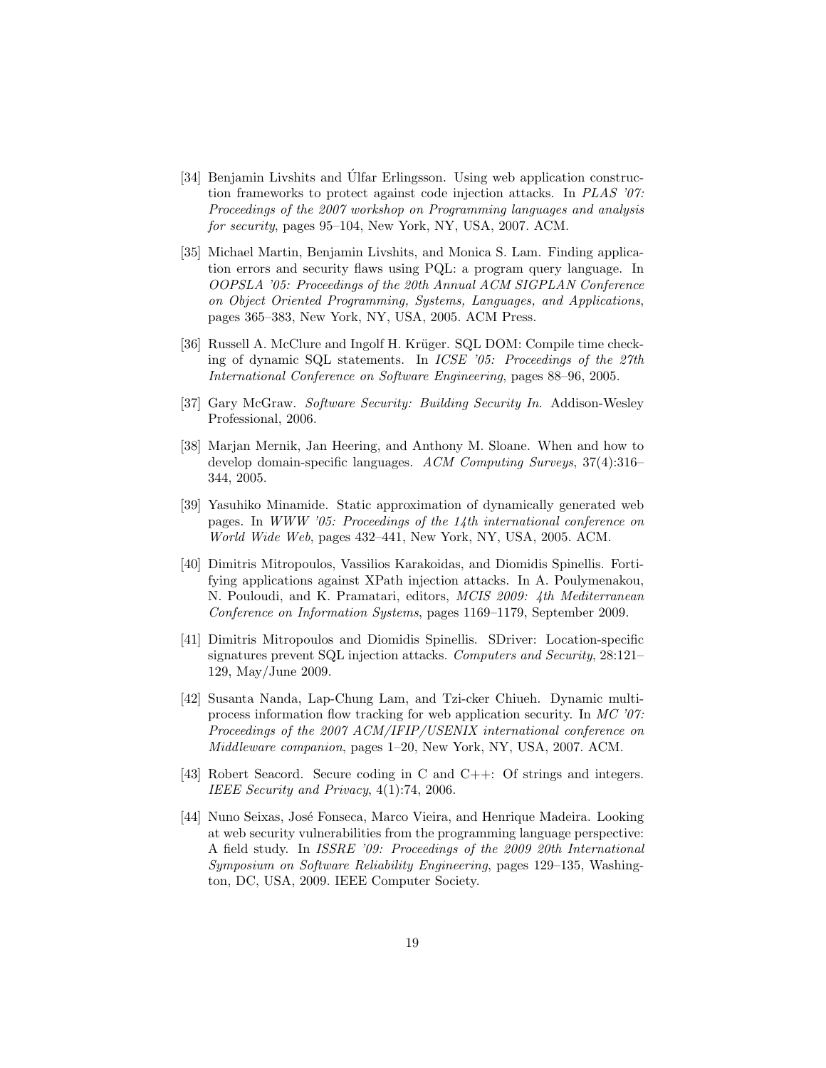[34] Benjamin Livshits and Úlfar Erlingsson. Using web application construction frameworks to protect against code injection attacks. In *PLAS '07: Proceedings of the 2007 workshop on Programming languages and analysis for security*, pages 95–104, New York, NY, USA, 2007. ACM.

[35] Michael Martin, Benjamin Livshits, and Monica S. Lam. Finding application errors and security flaws using PQL: a program query language. In *OOPSLA '05: Proceedings of the 20th Annual ACM SIGPLAN Conference on Object Oriented Programming, Systems, Languages, and Applications*, pages 365–383, New York, NY, USA, 2005. ACM Press.

[36] Russell A. McClure and Ingolf H. Krüger. SQL DOM: Compile time checking of dynamic SQL statements. In *ICSE '05: Proceedings of the 27th International Conference on Software Engineering*, pages 88–96, 2005.

[37] Gary McGraw. *Software Security: Building Security In*. Addison-Wesley Professional, 2006.

[38] Marjan Mernik, Jan Heering, and Anthony M. Sloane. When and how to develop domain-specific languages. *ACM Computing Surveys*, 37(4):316–344, 2005.

[39] Yasuhiko Minamide. Static approximation of dynamically generated web pages. In *WWW '05: Proceedings of the 14th international conference on World Wide Web*, pages 432–441, New York, NY, USA, 2005. ACM.

[40] Dimitris Mitropoulos, Vassilios Karakoidas, and Diomidis Spinellis. Fortifying applications against XPath injection attacks. In A. Poulymenakou, N. Pouloudi, and K. Pramatari, editors, *MCIS 2009: 4th Mediterranean Conference on Information Systems*, pages 1169–1179, September 2009.

[41] Dimitris Mitropoulos and Diomidis Spinellis. SDriver: Location-specific signatures prevent SQL injection attacks. *Computers and Security*, 28:121–129, May/June 2009.

[42] Susanta Nanda, Lap-Chung Lam, and Tzi-cker Chiueh. Dynamic multi-process information flow tracking for web application security. In *MC '07: Proceedings of the 2007 ACM/IFIP/USENIX international conference on Middleware companion*, pages 1–20, New York, NY, USA, 2007. ACM.

[43] Robert Seacord. Secure coding in C and C++: Of strings and integers. *IEEE Security and Privacy*, 4(1):74, 2006.

[44] Nuno Seixas, José Fonseca, Marco Vieira, and Henrique Madeira. Looking at web security vulnerabilities from the programming language perspective: A field study. In *ISSRE '09: Proceedings of the 2009 20th International Symposium on Software Reliability Engineering*, pages 129–135, Washington, DC, USA, 2009. IEEE Computer Society.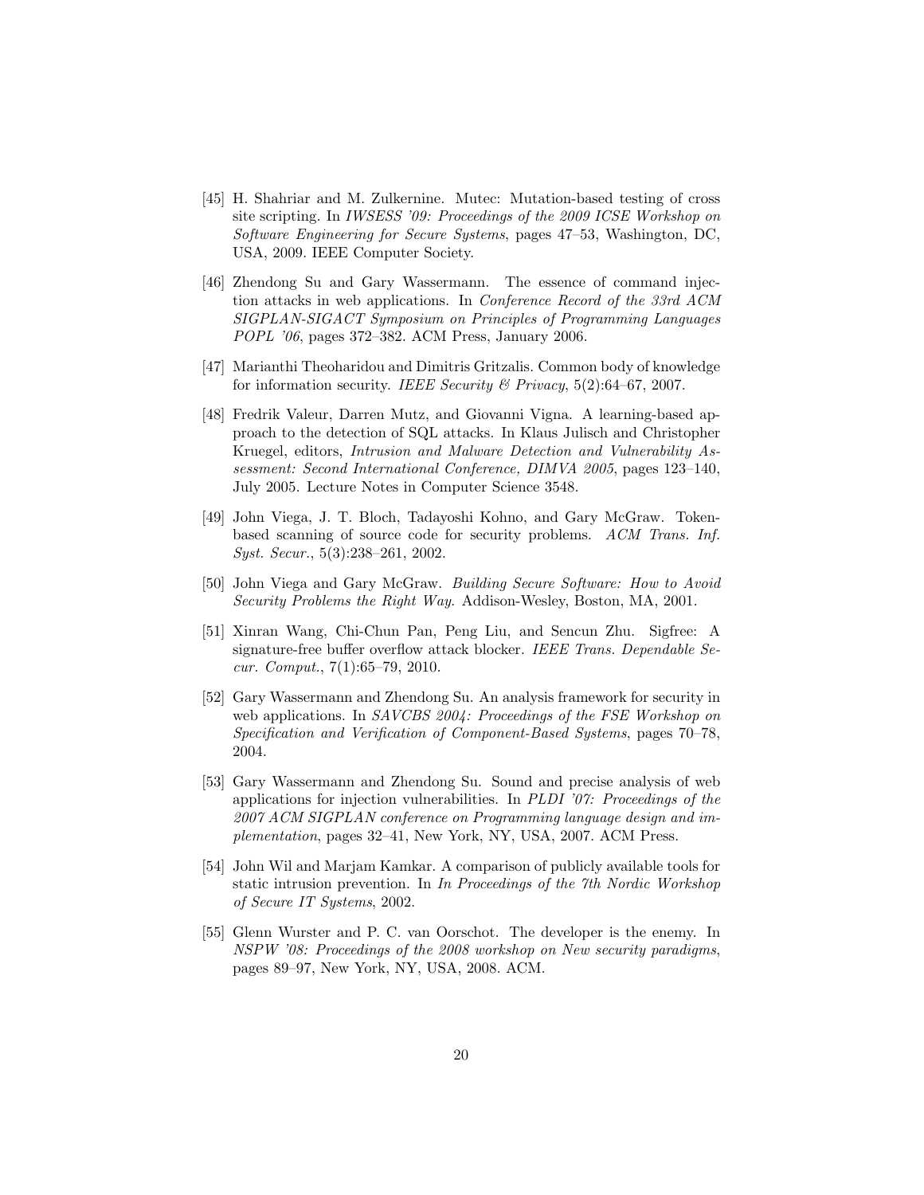[45] H. Shahriar and M. Zulkernine. Mutec: Mutation-based testing of cross site scripting. In *IWSESS '09: Proceedings of the 2009 ICSE Workshop on Software Engineering for Secure Systems*, pages 47–53, Washington, DC, USA, 2009. IEEE Computer Society.

[46] Zhendong Su and Gary Wassermann. The essence of command injection attacks in web applications. In *Conference Record of the 33rd ACM SIGPLAN-SIGACT Symposium on Principles of Programming Languages POPL '06*, pages 372–382. ACM Press, January 2006.

[47] Marianthi Theoharidou and Dimitris Gritzalis. Common body of knowledge for information security. *IEEE Security & Privacy*, 5(2):64–67, 2007.

[48] Fredrik Valeur, Darren Mutz, and Giovanni Vigna. A learning-based approach to the detection of SQL attacks. In Klaus Julisch and Christopher Kruegel, editors, *Intrusion and Malware Detection and Vulnerability Assessment: Second International Conference, DIMVA 2005*, pages 123–140, July 2005. Lecture Notes in Computer Science 3548.

[49] John Viega, J. T. Bloch, Tadayoshi Kohno, and Gary McGraw. Token-based scanning of source code for security problems. *ACM Trans. Inf. Syst. Secur.*, 5(3):238–261, 2002.

[50] John Viega and Gary McGraw. *Building Secure Software: How to Avoid Security Problems the Right Way*. Addison-Wesley, Boston, MA, 2001.

[51] Xinran Wang, Chi-Chun Pan, Peng Liu, and Sencun Zhu. Sigfree: A signature-free buffer overflow attack blocker. *IEEE Trans. Dependable Secur. Comput.*, 7(1):65–79, 2010.

[52] Gary Wassermann and Zhendong Su. An analysis framework for security in web applications. In *SAVCBS 2004: Proceedings of the FSE Workshop on Specification and Verification of Component-Based Systems*, pages 70–78, 2004.

[53] Gary Wassermann and Zhendong Su. Sound and precise analysis of web applications for injection vulnerabilities. In *PLDI '07: Proceedings of the 2007 ACM SIGPLAN conference on Programming language design and implementation*, pages 32–41, New York, NY, USA, 2007. ACM Press.

[54] John Wil and Marjam Kamkar. A comparison of publicly available tools for static intrusion prevention. In *In Proceedings of the 7th Nordic Workshop of Secure IT Systems*, 2002.

[55] Glenn Wurster and P. C. van Oorschot. The developer is the enemy. In *NSPW '08: Proceedings of the 2008 workshop on New security paradigms*, pages 89–97, New York, NY, USA, 2008. ACM.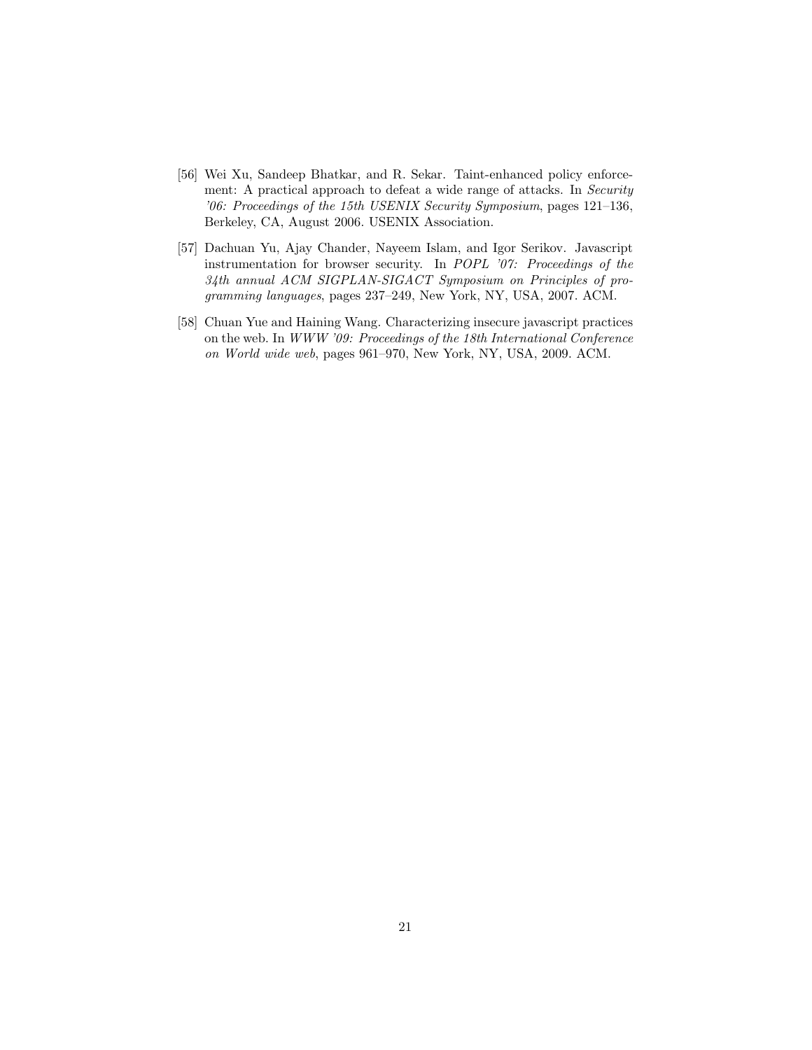[56] Wei Xu, Sandeep Bhatkar, and R. Sekar. Taint-enhanced policy enforcement: A practical approach to defeat a wide range of attacks. In *Security '06: Proceedings of the 15th USENIX Security Symposium*, pages 121–136, Berkeley, CA, August 2006. USENIX Association.

[57] Dachuan Yu, Ajay Chander, Nayeem Islam, and Igor Serikov. Javascript instrumentation for browser security. In *POPL '07: Proceedings of the 34th annual ACM SIGPLAN-SIGACT Symposium on Principles of programming languages*, pages 237–249, New York, NY, USA, 2007. ACM.

[58] Chuan Yue and Haining Wang. Characterizing insecure javascript practices on the web. In *WWW '09: Proceedings of the 18th International Conference on World wide web*, pages 961–970, New York, NY, USA, 2009. ACM.